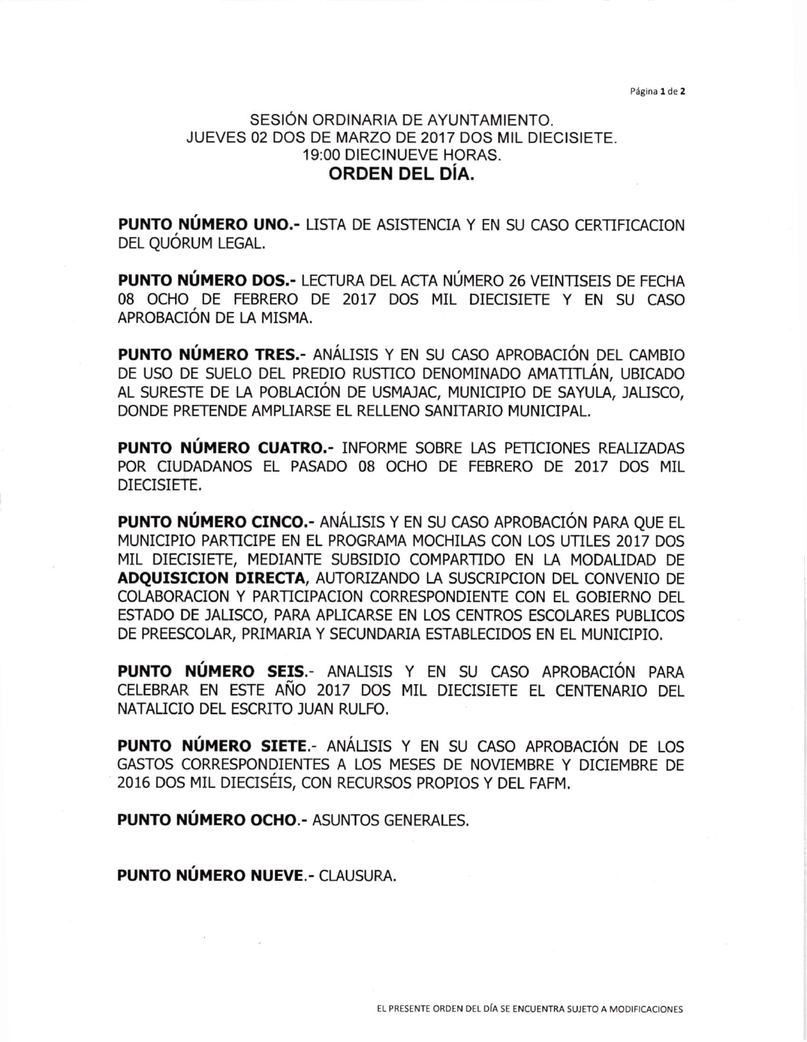SESIÓN ORDINARIA DE AYUNTAMIENTO.
JUEVES 02 DOS DE MARZO DE 2017 DOS MIL DIECISIETE.
19:00 DIECINUEVE HORAS.

# ORDEN DEL DÍA.

**PUNTO NÚMERO UNO.-** LISTA DE ASISTENCIA Y EN SU CASO CERTIFICACION DEL QUÓRUM LEGAL.

**PUNTO NÚMERO DOS.-** LECTURA DEL ACTA NÚMERO 26 VEINTISEIS DE FECHA 08 OCHO DE FEBRERO DE 2017 DOS MIL DIECISIETE Y EN SU CASO APROBACIÓN DE LA MISMA.

**PUNTO NÚMERO TRES.-** ANÁLISIS Y EN SU CASO APROBACIÓN DEL CAMBIO DE USO DE SUELO DEL PREDIO RUSTICO DENOMINADO AMATITLÁN, UBICADO AL SURESTE DE LA POBLACIÓN DE USMAJAC, MUNICIPIO DE SAYULA, JALISCO, DONDE PRETENDE AMPLIARSE EL RELLENO SANITARIO MUNICIPAL.

**PUNTO NÚMERO CUATRO.-** INFORME SOBRE LAS PETICIONES REALIZADAS POR CIUDADANOS EL PASADO 08 OCHO DE FEBRERO DE 2017 DOS MIL DIECISIETE.

**PUNTO NÚMERO CINCO.-** ANÁLISIS Y EN SU CASO APROBACIÓN PARA QUE EL MUNICIPIO PARTICIPE EN EL PROGRAMA MOCHILAS CON LOS UTILES 2017 DOS MIL DIECISIETE, MEDIANTE SUBSIDIO COMPARTIDO EN LA MODALIDAD DE **ADQUISICION DIRECTA**, AUTORIZANDO LA SUSCRIPCION DEL CONVENIO DE COLABORACION Y PARTICIPACION CORRESPONDIENTE CON EL GOBIERNO DEL ESTADO DE JALISCO, PARA APLICARSE EN LOS CENTROS ESCOLARES PUBLICOS DE PREESCOLAR, PRIMARIA Y SECUNDARIA ESTABLECIDOS EN EL MUNICIPIO.

**PUNTO NÚMERO SEIS.-** ANALISIS Y EN SU CASO APROBACIÓN PARA CELEBRAR EN ESTE AÑO 2017 DOS MIL DIECISIETE EL CENTENARIO DEL NATALICIO DEL ESCRITO JUAN RULFO.

**PUNTO NÚMERO SIETE.-** ANÁLISIS Y EN SU CASO APROBACIÓN DE LOS GASTOS CORRESPONDIENTES A LOS MESES DE NOVIEMBRE Y DICIEMBRE DE 2016 DOS MIL DIECISÉIS, CON RECURSOS PROPIOS Y DEL FAFM.

**PUNTO NÚMERO OCHO.-** ASUNTOS GENERALES.

**PUNTO NÚMERO NUEVE.-** CLAUSURA.

EL PRESENTE ORDEN DEL DÍA SE ENCUENTRA SUJETO A MODIFICACIONES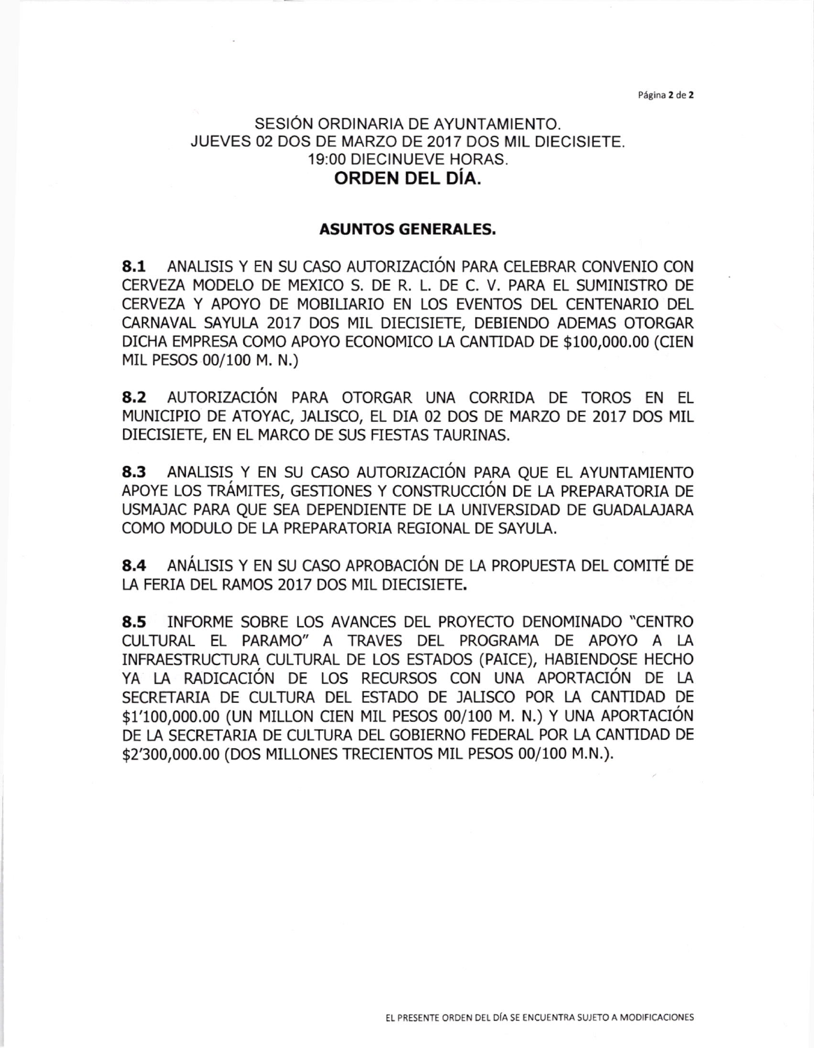SESIÓN ORDINARIA DE AYUNTAMIENTO.
JUEVES 02 DOS DE MARZO DE 2017 DOS MIL DIECISIETE.
19:00 DIECINUEVE HORAS.

## ORDEN DEL DÍA.

### ASUNTOS GENERALES.

**8.1** ANALISIS Y EN SU CASO AUTORIZACIÓN PARA CELEBRAR CONVENIO CON CERVEZA MODELO DE MEXICO S. DE R. L. DE C. V. PARA EL SUMINISTRO DE CERVEZA Y APOYO DE MOBILIARIO EN LOS EVENTOS DEL CENTENARIO DEL CARNAVAL SAYULA 2017 DOS MIL DIECISIETE, DEBIENDO ADEMAS OTORGAR DICHA EMPRESA COMO APOYO ECONOMICO LA CANTIDAD DE $100,000.00 (CIEN MIL PESOS 00/100 M. N.)

**8.2** AUTORIZACIÓN PARA OTORGAR UNA CORRIDA DE TOROS EN EL MUNICIPIO DE ATOYAC, JALISCO, EL DIA 02 DOS DE MARZO DE 2017 DOS MIL DIECISIETE, EN EL MARCO DE SUS FIESTAS TAURINAS.

**8.3** ANALISIS Y EN SU CASO AUTORIZACIÓN PARA QUE EL AYUNTAMIENTO APOYE LOS TRÁMITES, GESTIONES Y CONSTRUCCIÓN DE LA PREPARATORIA DE USMAJAC PARA QUE SEA DEPENDIENTE DE LA UNIVERSIDAD DE GUADALAJARA COMO MODULO DE LA PREPARATORIA REGIONAL DE SAYULA.

**8.4** ANÁLISIS Y EN SU CASO APROBACIÓN DE LA PROPUESTA DEL COMITÉ DE LA FERIA DEL RAMOS 2017 DOS MIL DIECISIETE.

**8.5** INFORME SOBRE LOS AVANCES DEL PROYECTO DENOMINADO "CENTRO CULTURAL EL PARAMO" A TRAVES DEL PROGRAMA DE APOYO A LA INFRAESTRUCTURA CULTURAL DE LOS ESTADOS (PAICE), HABIENDOSE HECHO YA LA RADICACIÓN DE LOS RECURSOS CON UNA APORTACIÓN DE LA SECRETARIA DE CULTURA DEL ESTADO DE JALISCO POR LA CANTIDAD DE $1'100,000.00 (UN MILLON CIEN MIL PESOS 00/100 M. N.) Y UNA APORTACIÓN DE LA SECRETARIA DE CULTURA DEL GOBIERNO FEDERAL POR LA CANTIDAD DE $2'300,000.00 (DOS MILLONES TRECIENTOS MIL PESOS 00/100 M.N.).

EL PRESENTE ORDEN DEL DÍA SE ENCUENTRA SUJETO A MODIFICACIONES